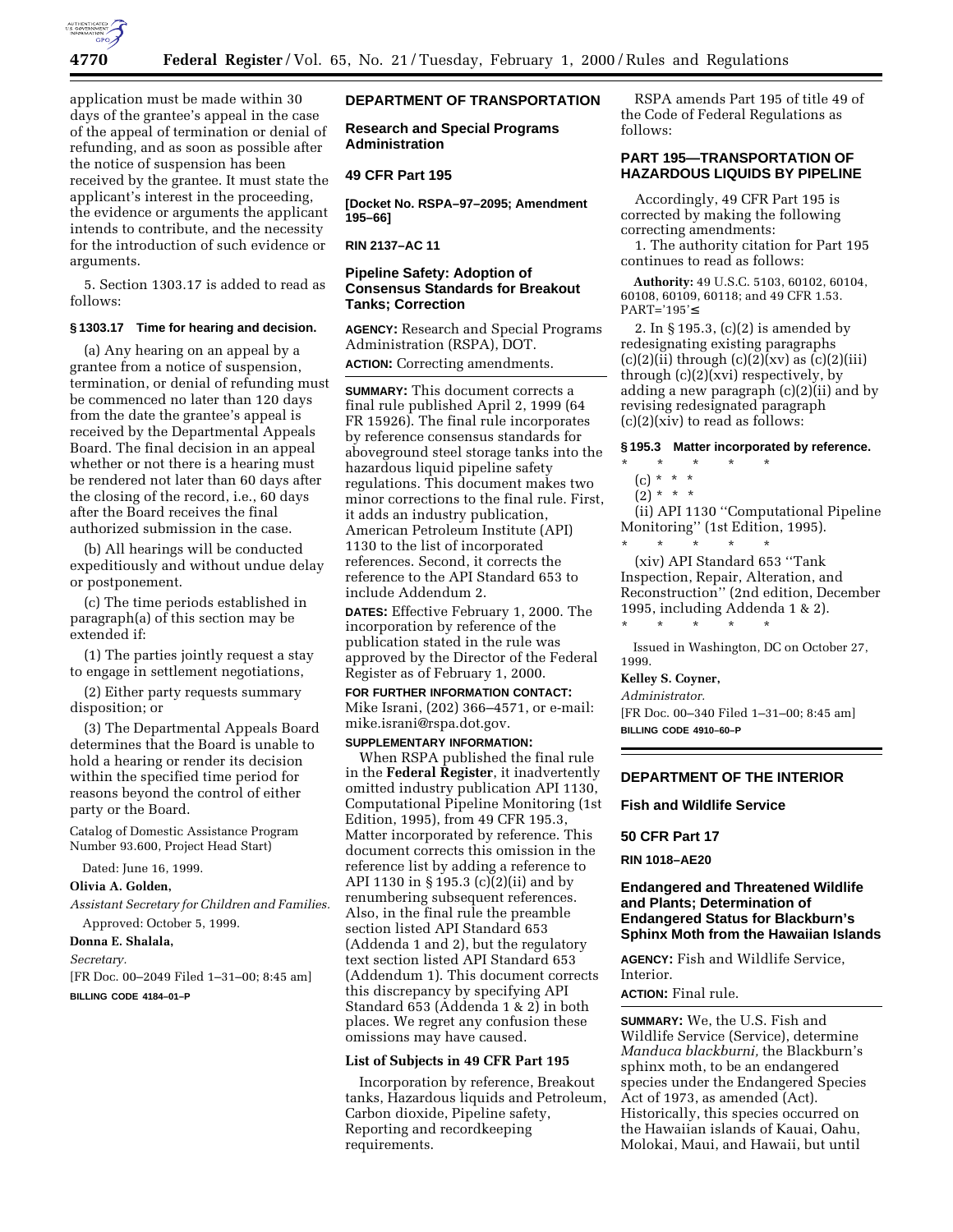application must be made within 30 days of the grantee's appeal in the case of the appeal of termination or denial of refunding, and as soon as possible after the notice of suspension has been received by the grantee. It must state the applicant's interest in the proceeding, the evidence or arguments the applicant intends to contribute, and the necessity for the introduction of such evidence or arguments.

5. Section 1303.17 is added to read as follows:

**§ 1303.17 Time for hearing and decision.**

(a) Any hearing on an appeal by a grantee from a notice of suspension, termination, or denial of refunding must be commenced no later than 120 days from the date the grantee's appeal is received by the Departmental Appeals Board. The final decision in an appeal whether or not there is a hearing must be rendered not later than 60 days after the closing of the record, i.e., 60 days after the Board receives the final authorized submission in the case.

(b) All hearings will be conducted expeditiously and without undue delay or postponement.

(c) The time periods established in paragraph(a) of this section may be extended if:

(1) The parties jointly request a stay to engage in settlement negotiations,

(2) Either party requests summary disposition; or

(3) The Departmental Appeals Board determines that the Board is unable to hold a hearing or render its decision within the specified time period for reasons beyond the control of either party or the Board.

Catalog of Domestic Assistance Program Number 93.600, Project Head Start)

Dated: June 16, 1999.

**Olivia A. Golden,**

*Assistant Secretary for Children and Families.*

Approved: October 5, 1999.

**Donna E. Shalala,**

*Secretary.*

[FR Doc. 00–2049 Filed 1–31–00; 8:45 am]

**BILLING CODE 4184–01–P**

## DEPARTMENT OF TRANSPORTATION

### Research and Special Programs Administration

### 49 CFR Part 195

**[Docket No. RSPA–97–2095; Amendment 195–66]**

**RIN 2137–AC 11**

### Pipeline Safety: Adoption of Consensus Standards for Breakout Tanks; Correction

**AGENCY:** Research and Special Programs Administration (RSPA), DOT.

**ACTION:** Correcting amendments.

**SUMMARY:** This document corrects a final rule published April 2, 1999 (64 FR 15926). The final rule incorporates by reference consensus standards for aboveground steel storage tanks into the hazardous liquid pipeline safety regulations. This document makes two minor corrections to the final rule. First, it adds an industry publication, American Petroleum Institute (API) 1130 to the list of incorporated references. Second, it corrects the reference to the API Standard 653 to include Addendum 2.

**DATES:** Effective February 1, 2000. The incorporation by reference of the publication stated in the rule was approved by the Director of the Federal Register as of February 1, 2000.

**FOR FURTHER INFORMATION CONTACT:** Mike Israni, (202) 366–4571, or e-mail: mike.israni@rspa.dot.gov.

**SUPPLEMENTARY INFORMATION:**

When RSPA published the final rule in the **Federal Register**, it inadvertently omitted industry publication API 1130, Computational Pipeline Monitoring (1st Edition, 1995), from 49 CFR 195.3, Matter incorporated by reference. This document corrects this omission in the reference list by adding a reference to API 1130 in § 195.3 (c)(2)(ii) and by renumbering subsequent references. Also, in the final rule the preamble section listed API Standard 653 (Addenda 1 and 2), but the regulatory text section listed API Standard 653 (Addendum 1). This document corrects this discrepancy by specifying API Standard 653 (Addenda 1 & 2) in both places. We regret any confusion these omissions may have caused.

#### List of Subjects in 49 CFR Part 195

Incorporation by reference, Breakout tanks, Hazardous liquids and Petroleum, Carbon dioxide, Pipeline safety, Reporting and recordkeeping requirements.

RSPA amends Part 195 of title 49 of the Code of Federal Regulations as follows:

### PART 195—TRANSPORTATION OF HAZARDOUS LIQUIDS BY PIPELINE

Accordingly, 49 CFR Part 195 is corrected by making the following correcting amendments:

1. The authority citation for Part 195 continues to read as follows:

**Authority:** 49 U.S.C. 5103, 60102, 60104, 60108, 60109, 60118; and 49 CFR 1.53. PART='195'≤

2. In § 195.3, (c)(2) is amended by redesignating existing paragraphs (c)(2)(ii) through (c)(2)(xv) as (c)(2)(iii) through (c)(2)(xvi) respectively, by adding a new paragraph (c)(2)(ii) and by revising redesignated paragraph (c)(2)(xiv) to read as follows:

**§ 195.3 Matter incorporated by reference.**

\* \* \* \* \*

(c) \* \* \*

(2) \* \* \*

(ii) API 1130 ''Computational Pipeline Monitoring'' (1st Edition, 1995).

\* \* \* \* \*

(xiv) API Standard 653 ''Tank Inspection, Repair, Alteration, and Reconstruction'' (2nd edition, December 1995, including Addenda 1 & 2).

\* \* \* \* \*

Issued in Washington, DC on October 27, 1999.

**Kelley S. Coyner,**

*Administrator.*

[FR Doc. 00–340 Filed 1–31–00; 8:45 am]

**BILLING CODE 4910–60–P**

## DEPARTMENT OF THE INTERIOR

### Fish and Wildlife Service

### 50 CFR Part 17

**RIN 1018–AE20**

### Endangered and Threatened Wildlife and Plants; Determination of Endangered Status for Blackburn's Sphinx Moth from the Hawaiian Islands

**AGENCY:** Fish and Wildlife Service, Interior.

**ACTION:** Final rule.

**SUMMARY:** We, the U.S. Fish and Wildlife Service (Service), determine *Manduca blackburni,* the Blackburn's sphinx moth, to be an endangered species under the Endangered Species Act of 1973, as amended (Act). Historically, this species occurred on the Hawaiian islands of Kauai, Oahu, Molokai, Maui, and Hawaii, but until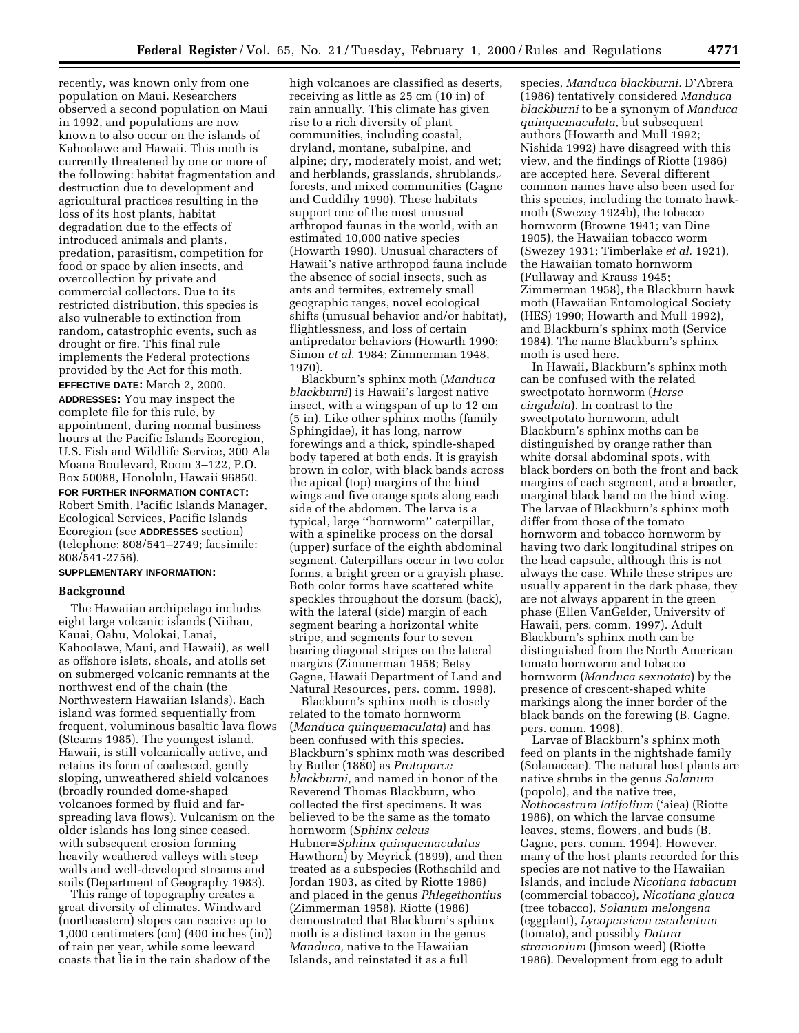recently, was known only from one population on Maui. Researchers observed a second population on Maui in 1992, and populations are now known to also occur on the islands of Kahoolawe and Hawaii. This moth is currently threatened by one or more of the following: habitat fragmentation and destruction due to development and agricultural practices resulting in the loss of its host plants, habitat degradation due to the effects of introduced animals and plants, predation, parasitism, competition for food or space by alien insects, and overcollection by private and commercial collectors. Due to its restricted distribution, this species is also vulnerable to extinction from random, catastrophic events, such as drought or fire. This final rule implements the Federal protections provided by the Act for this moth.

**EFFECTIVE DATE:** March 2, 2000.

**ADDRESSES:** You may inspect the complete file for this rule, by appointment, during normal business hours at the Pacific Islands Ecoregion, U.S. Fish and Wildlife Service, 300 Ala Moana Boulevard, Room 3–122, P.O. Box 50088, Honolulu, Hawaii 96850.

**FOR FURTHER INFORMATION CONTACT:** Robert Smith, Pacific Islands Manager, Ecological Services, Pacific Islands Ecoregion (see **ADDRESSES** section) (telephone: 808/541–2749; facsimile: 808/541-2756).

**SUPPLEMENTARY INFORMATION:**

## Background

The Hawaiian archipelago includes eight large volcanic islands (Niihau, Kauai, Oahu, Molokai, Lanai, Kahoolawe, Maui, and Hawaii), as well as offshore islets, shoals, and atolls set on submerged volcanic remnants at the northwest end of the chain (the Northwestern Hawaiian Islands). Each island was formed sequentially from frequent, voluminous basaltic lava flows (Stearns 1985). The youngest island, Hawaii, is still volcanically active, and retains its form of coalesced, gently sloping, unweathered shield volcanoes (broadly rounded dome-shaped volcanoes formed by fluid and far-spreading lava flows). Vulcanism on the older islands has long since ceased, with subsequent erosion forming heavily weathered valleys with steep walls and well-developed streams and soils (Department of Geography 1983).

This range of topography creates a great diversity of climates. Windward (northeastern) slopes can receive up to 1,000 centimeters (cm) (400 inches (in)) of rain per year, while some leeward coasts that lie in the rain shadow of the high volcanoes are classified as deserts, receiving as little as 25 cm (10 in) of rain annually. This climate has given rise to a rich diversity of plant communities, including coastal, dryland, montane, subalpine, and alpine; dry, moderately moist, and wet; and herblands, grasslands, shrublands, forests, and mixed communities (Gagne and Cuddihy 1990). These habitats support one of the most unusual arthropod faunas in the world, with an estimated 10,000 native species (Howarth 1990). Unusual characters of Hawaii's native arthropod fauna include the absence of social insects, such as ants and termites, extremely small geographic ranges, novel ecological shifts (unusual behavior and/or habitat), flightlessness, and loss of certain antipredator behaviors (Howarth 1990; Simon *et al.* 1984; Zimmerman 1948, 1970).

Blackburn's sphinx moth (*Manduca blackburni*) is Hawaii's largest native insect, with a wingspan of up to 12 cm (5 in). Like other sphinx moths (family Sphingidae), it has long, narrow forewings and a thick, spindle-shaped body tapered at both ends. It is grayish brown in color, with black bands across the apical (top) margins of the hind wings and five orange spots along each side of the abdomen. The larva is a typical, large "hornworm" caterpillar, with a spinelike process on the dorsal (upper) surface of the eighth abdominal segment. Caterpillars occur in two color forms, a bright green or a grayish phase. Both color forms have scattered white speckles throughout the dorsum (back), with the lateral (side) margin of each segment bearing a horizontal white stripe, and segments four to seven bearing diagonal stripes on the lateral margins (Zimmerman 1958; Betsy Gagne, Hawaii Department of Land and Natural Resources, pers. comm. 1998).

Blackburn's sphinx moth is closely related to the tomato hornworm (*Manduca quinquemaculata*) and has been confused with this species. Blackburn's sphinx moth was described by Butler (1880) as *Protoparce blackburni,* and named in honor of the Reverend Thomas Blackburn, who collected the first specimens. It was believed to be the same as the tomato hornworm (*Sphinx celeus* Hubner=*Sphinx quinquemaculatus* Hawthorn) by Meyrick (1899), and then treated as a subspecies (Rothschild and Jordan 1903, as cited by Riotte 1986) and placed in the genus *Phlegethontius* (Zimmerman 1958). Riotte (1986) demonstrated that Blackburn's sphinx moth is a distinct taxon in the genus *Manduca,* native to the Hawaiian Islands, and reinstated it as a full species, *Manduca blackburni.* D'Abrera (1986) tentatively considered *Manduca blackburni* to be a synonym of *Manduca quinquemaculata,* but subsequent authors (Howarth and Mull 1992; Nishida 1992) have disagreed with this view, and the findings of Riotte (1986) are accepted here. Several different common names have also been used for this species, including the tomato hawk-moth (Swezey 1924b), the tobacco hornworm (Browne 1941; van Dine 1905), the Hawaiian tobacco worm (Swezey 1931; Timberlake *et al.* 1921), the Hawaiian tomato hornworm (Fullaway and Krauss 1945; Zimmerman 1958), the Blackburn hawk moth (Hawaiian Entomological Society (HES) 1990; Howarth and Mull 1992), and Blackburn's sphinx moth (Service 1984). The name Blackburn's sphinx moth is used here.

In Hawaii, Blackburn's sphinx moth can be confused with the related sweetpotato hornworm (*Herse cingulata*). In contrast to the sweetpotato hornworm, adult Blackburn's sphinx moths can be distinguished by orange rather than white dorsal abdominal spots, with black borders on both the front and back margins of each segment, and a broader, marginal black band on the hind wing. The larvae of Blackburn's sphinx moth differ from those of the tomato hornworm and tobacco hornworm by having two dark longitudinal stripes on the head capsule, although this is not always the case. While these stripes are usually apparent in the dark phase, they are not always apparent in the green phase (Ellen VanGelder, University of Hawaii, pers. comm. 1997). Adult Blackburn's sphinx moth can be distinguished from the North American tomato hornworm and tobacco hornworm (*Manduca sexnotata*) by the presence of crescent-shaped white markings along the inner border of the black bands on the forewing (B. Gagne, pers. comm. 1998).

Larvae of Blackburn's sphinx moth feed on plants in the nightshade family (Solanaceae). The natural host plants are native shrubs in the genus *Solanum* (popolo), and the native tree, *Nothocestrum latifolium* ('aiea) (Riotte 1986), on which the larvae consume leaves, stems, flowers, and buds (B. Gagne, pers. comm. 1994). However, many of the host plants recorded for this species are not native to the Hawaiian Islands, and include *Nicotiana tabacum* (commercial tobacco), *Nicotiana glauca* (tree tobacco), *Solanum melongena* (eggplant), *Lycopersicon esculentum* (tomato), and possibly *Datura stramonium* (Jimson weed) (Riotte 1986). Development from egg to adult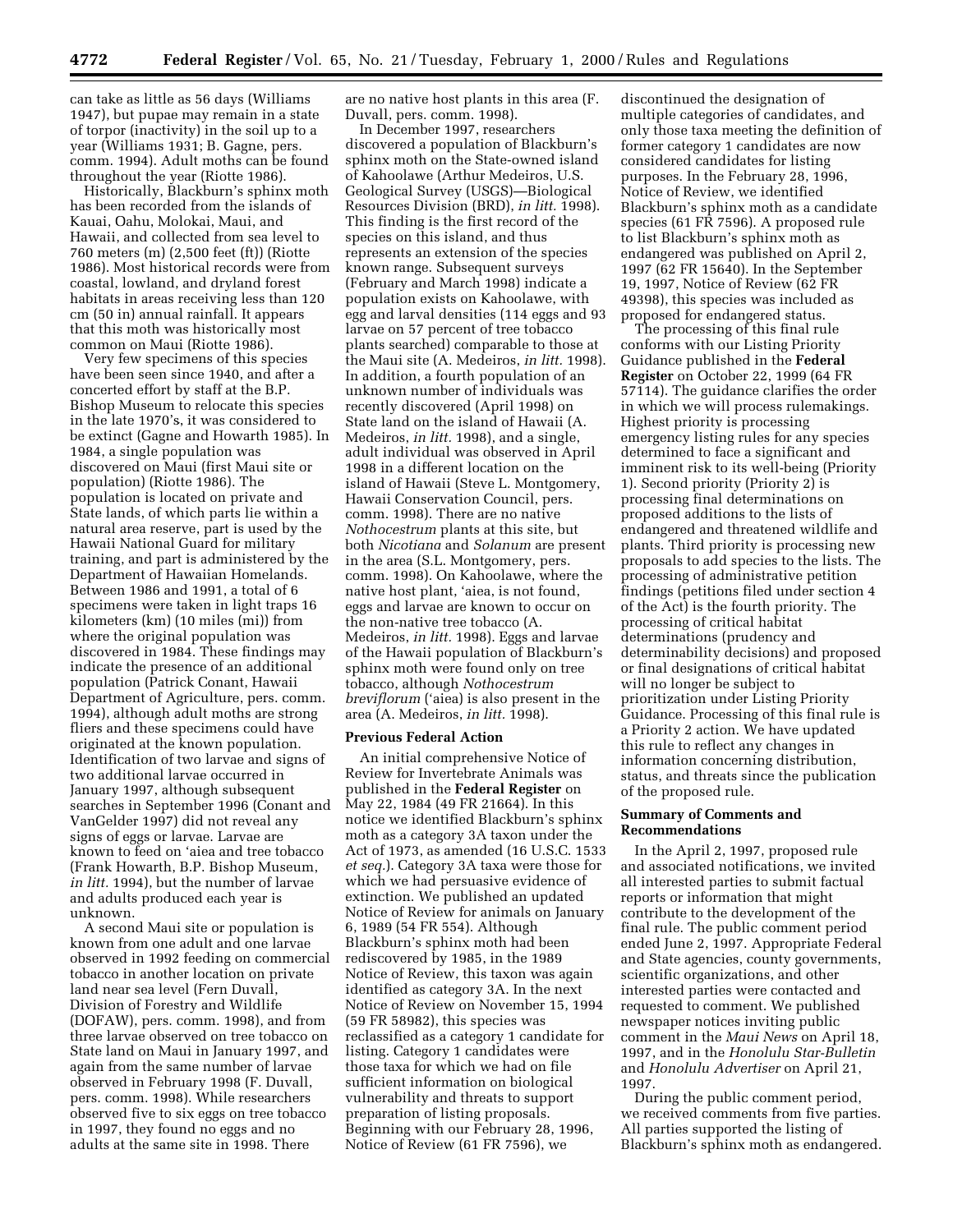can take as little as 56 days (Williams 1947), but pupae may remain in a state of torpor (inactivity) in the soil up to a year (Williams 1931; B. Gagne, pers. comm. 1994). Adult moths can be found throughout the year (Riotte 1986).

Historically, Blackburn's sphinx moth has been recorded from the islands of Kauai, Oahu, Molokai, Maui, and Hawaii, and collected from sea level to 760 meters (m) (2,500 feet (ft)) (Riotte 1986). Most historical records were from coastal, lowland, and dryland forest habitats in areas receiving less than 120 cm (50 in) annual rainfall. It appears that this moth was historically most common on Maui (Riotte 1986).

Very few specimens of this species have been seen since 1940, and after a concerted effort by staff at the B.P. Bishop Museum to relocate this species in the late 1970's, it was considered to be extinct (Gagne and Howarth 1985). In 1984, a single population was discovered on Maui (first Maui site or population) (Riotte 1986). The population is located on private and State lands, of which parts lie within a natural area reserve, part is used by the Hawaii National Guard for military training, and part is administered by the Department of Hawaiian Homelands. Between 1986 and 1991, a total of 6 specimens were taken in light traps 16 kilometers (km) (10 miles (mi)) from where the original population was discovered in 1984. These findings may indicate the presence of an additional population (Patrick Conant, Hawaii Department of Agriculture, pers. comm. 1994), although adult moths are strong fliers and these specimens could have originated at the known population. Identification of two larvae and signs of two additional larvae occurred in January 1997, although subsequent searches in September 1996 (Conant and VanGelder 1997) did not reveal any signs of eggs or larvae. Larvae are known to feed on 'aiea and tree tobacco (Frank Howarth, B.P. Bishop Museum, *in litt.* 1994), but the number of larvae and adults produced each year is unknown.

A second Maui site or population is known from one adult and one larvae observed in 1992 feeding on commercial tobacco in another location on private land near sea level (Fern Duvall, Division of Forestry and Wildlife (DOFAW), pers. comm. 1998), and from three larvae observed on tree tobacco on State land on Maui in January 1997, and again from the same number of larvae observed in February 1998 (F. Duvall, pers. comm. 1998). While researchers observed five to six eggs on tree tobacco in 1997, they found no eggs and no adults at the same site in 1998. There are no native host plants in this area (F. Duvall, pers. comm. 1998).

In December 1997, researchers discovered a population of Blackburn's sphinx moth on the State-owned island of Kahoolawe (Arthur Medeiros, U.S. Geological Survey (USGS)—Biological Resources Division (BRD), *in litt.* 1998). This finding is the first record of the species on this island, and thus represents an extension of the species known range. Subsequent surveys (February and March 1998) indicate a population exists on Kahoolawe, with egg and larval densities (114 eggs and 93 larvae on 57 percent of tree tobacco plants searched) comparable to those at the Maui site (A. Medeiros, *in litt.* 1998). In addition, a fourth population of an unknown number of individuals was recently discovered (April 1998) on State land on the island of Hawaii (A. Medeiros, *in litt.* 1998), and a single, adult individual was observed in April 1998 in a different location on the island of Hawaii (Steve L. Montgomery, Hawaii Conservation Council, pers. comm. 1998). There are no native *Nothocestrum* plants at this site, but both *Nicotiana* and *Solanum* are present in the area (S.L. Montgomery, pers. comm. 1998). On Kahoolawe, where the native host plant, 'aiea, is not found, eggs and larvae are known to occur on the non-native tree tobacco (A. Medeiros, *in litt.* 1998). Eggs and larvae of the Hawaii population of Blackburn's sphinx moth were found only on tree tobacco, although *Nothocestrum breviflorum* ('aiea) is also present in the area (A. Medeiros, *in litt.* 1998).

**Previous Federal Action**

An initial comprehensive Notice of Review for Invertebrate Animals was published in the **Federal Register** on May 22, 1984 (49 FR 21664). In this notice we identified Blackburn's sphinx moth as a category 3A taxon under the Act of 1973, as amended (16 U.S.C. 1533 *et seq.*). Category 3A taxa were those for which we had persuasive evidence of extinction. We published an updated Notice of Review for animals on January 6, 1989 (54 FR 554). Although Blackburn's sphinx moth had been rediscovered by 1985, in the 1989 Notice of Review, this taxon was again identified as category 3A. In the next Notice of Review on November 15, 1994 (59 FR 58982), this species was reclassified as a category 1 candidate for listing. Category 1 candidates were those taxa for which we had on file sufficient information on biological vulnerability and threats to support preparation of listing proposals. Beginning with our February 28, 1996, Notice of Review (61 FR 7596), we discontinued the designation of multiple categories of candidates, and only those taxa meeting the definition of former category 1 candidates are now considered candidates for listing purposes. In the February 28, 1996, Notice of Review, we identified Blackburn's sphinx moth as a candidate species (61 FR 7596). A proposed rule to list Blackburn's sphinx moth as endangered was published on April 2, 1997 (62 FR 15640). In the September 19, 1997, Notice of Review (62 FR 49398), this species was included as proposed for endangered status.

The processing of this final rule conforms with our Listing Priority Guidance published in the **Federal Register** on October 22, 1999 (64 FR 57114). The guidance clarifies the order in which we will process rulemakings. Highest priority is processing emergency listing rules for any species determined to face a significant and imminent risk to its well-being (Priority 1). Second priority (Priority 2) is processing final determinations on proposed additions to the lists of endangered and threatened wildlife and plants. Third priority is processing new proposals to add species to the lists. The processing of administrative petition findings (petitions filed under section 4 of the Act) is the fourth priority. The processing of critical habitat determinations (prudency and determinability decisions) and proposed or final designations of critical habitat will no longer be subject to prioritization under Listing Priority Guidance. Processing of this final rule is a Priority 2 action. We have updated this rule to reflect any changes in information concerning distribution, status, and threats since the publication of the proposed rule.

**Summary of Comments and Recommendations**

In the April 2, 1997, proposed rule and associated notifications, we invited all interested parties to submit factual reports or information that might contribute to the development of the final rule. The public comment period ended June 2, 1997. Appropriate Federal and State agencies, county governments, scientific organizations, and other interested parties were contacted and requested to comment. We published newspaper notices inviting public comment in the *Maui News* on April 18, 1997, and in the *Honolulu Star-Bulletin* and *Honolulu Advertiser* on April 21, 1997.

During the public comment period, we received comments from five parties. All parties supported the listing of Blackburn's sphinx moth as endangered.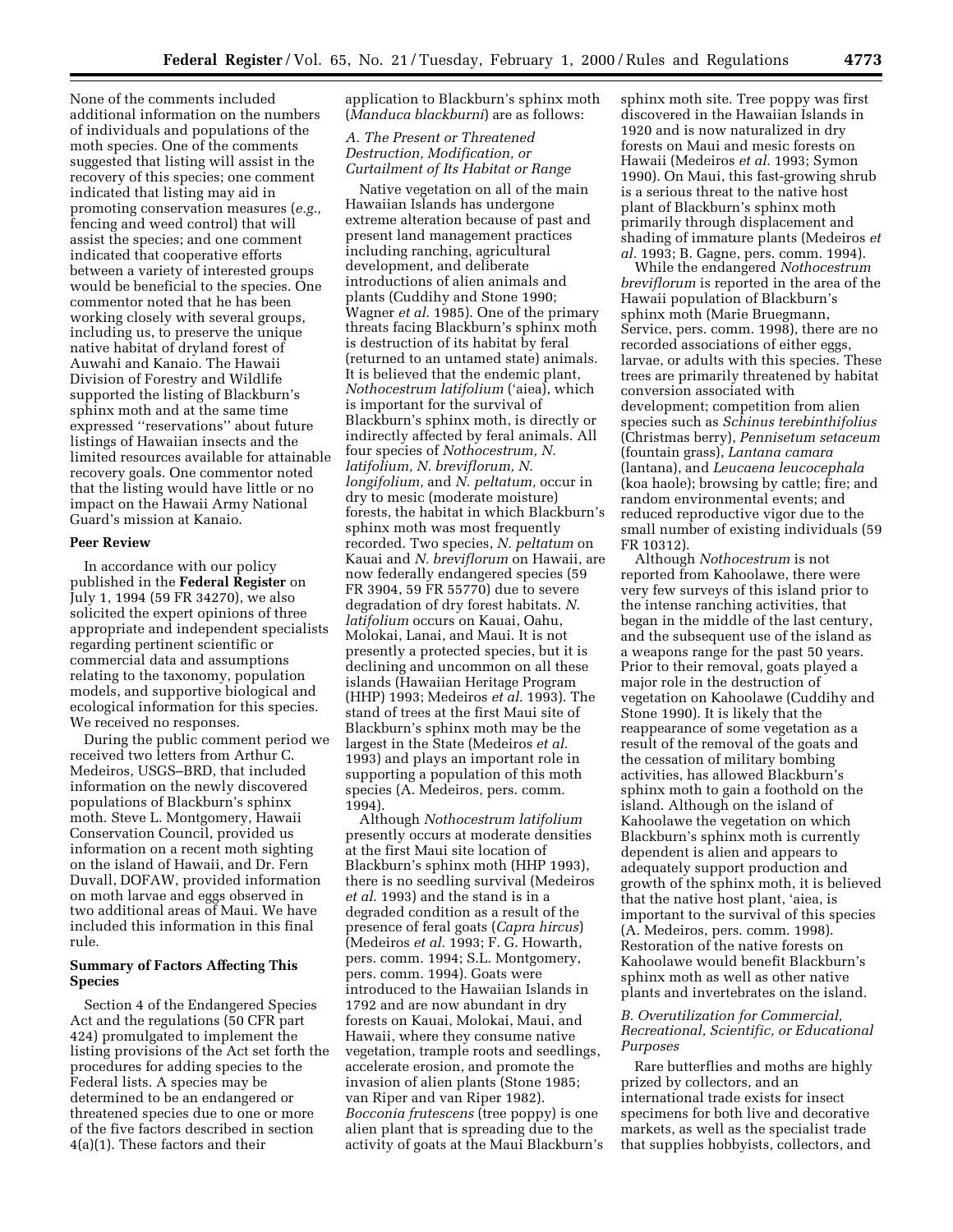None of the comments included additional information on the numbers of individuals and populations of the moth species. One of the comments suggested that listing will assist in the recovery of this species; one comment indicated that listing may aid in promoting conservation measures (*e.g.,* fencing and weed control) that will assist the species; and one comment indicated that cooperative efforts between a variety of interested groups would be beneficial to the species. One commentor noted that he has been working closely with several groups, including us, to preserve the unique native habitat of dryland forest of Auwahi and Kanaio. The Hawaii Division of Forestry and Wildlife supported the listing of Blackburn's sphinx moth and at the same time expressed ''reservations'' about future listings of Hawaiian insects and the limited resources available for attainable recovery goals. One commentor noted that the listing would have little or no impact on the Hawaii Army National Guard's mission at Kanaio.

**Peer Review**

In accordance with our policy published in the **Federal Register** on July 1, 1994 (59 FR 34270), we also solicited the expert opinions of three appropriate and independent specialists regarding pertinent scientific or commercial data and assumptions relating to the taxonomy, population models, and supportive biological and ecological information for this species. We received no responses.

During the public comment period we received two letters from Arthur C. Medeiros, USGS–BRD, that included information on the newly discovered populations of Blackburn's sphinx moth. Steve L. Montgomery, Hawaii Conservation Council, provided us information on a recent moth sighting on the island of Hawaii, and Dr. Fern Duvall, DOFAW, provided information on moth larvae and eggs observed in two additional areas of Maui. We have included this information in this final rule.

**Summary of Factors Affecting This Species**

Section 4 of the Endangered Species Act and the regulations (50 CFR part 424) promulgated to implement the listing provisions of the Act set forth the procedures for adding species to the Federal lists. A species may be determined to be an endangered or threatened species due to one or more of the five factors described in section 4(a)(1). These factors and their application to Blackburn's sphinx moth (*Manduca blackburni*) are as follows:

*A. The Present or Threatened Destruction, Modification, or Curtailment of Its Habitat or Range*

Native vegetation on all of the main Hawaiian Islands has undergone extreme alteration because of past and present land management practices including ranching, agricultural development, and deliberate introductions of alien animals and plants (Cuddihy and Stone 1990; Wagner *et al.* 1985). One of the primary threats facing Blackburn's sphinx moth is destruction of its habitat by feral (returned to an untamed state) animals. It is believed that the endemic plant, *Nothocestrum latifolium* ('aiea), which is important for the survival of Blackburn's sphinx moth, is directly or indirectly affected by feral animals. All four species of *Nothocestrum, N. latifolium, N. breviflorum, N. longifolium,* and *N. peltatum,* occur in dry to mesic (moderate moisture) forests, the habitat in which Blackburn's sphinx moth was most frequently recorded. Two species, *N. peltatum* on Kauai and *N. breviflorum* on Hawaii, are now federally endangered species (59 FR 3904, 59 FR 55770) due to severe degradation of dry forest habitats. *N. latifolium* occurs on Kauai, Oahu, Molokai, Lanai, and Maui. It is not presently a protected species, but it is declining and uncommon on all these islands (Hawaiian Heritage Program (HHP) 1993; Medeiros *et al.* 1993). The stand of trees at the first Maui site of Blackburn's sphinx moth may be the largest in the State (Medeiros *et al.* 1993) and plays an important role in supporting a population of this moth species (A. Medeiros, pers. comm. 1994).

Although *Nothocestrum latifolium* presently occurs at moderate densities at the first Maui site location of Blackburn's sphinx moth (HHP 1993), there is no seedling survival (Medeiros *et al.* 1993) and the stand is in a degraded condition as a result of the presence of feral goats (*Capra hircus*) (Medeiros *et al.* 1993; F. G. Howarth, pers. comm. 1994; S.L. Montgomery, pers. comm. 1994). Goats were introduced to the Hawaiian Islands in 1792 and are now abundant in dry forests on Kauai, Molokai, Maui, and Hawaii, where they consume native vegetation, trample roots and seedlings, accelerate erosion, and promote the invasion of alien plants (Stone 1985; van Riper and van Riper 1982). *Bocconia frutescens* (tree poppy) is one alien plant that is spreading due to the activity of goats at the Maui Blackburn's sphinx moth site. Tree poppy was first discovered in the Hawaiian Islands in 1920 and is now naturalized in dry forests on Maui and mesic forests on Hawaii (Medeiros *et al.* 1993; Symon 1990). On Maui, this fast-growing shrub is a serious threat to the native host plant of Blackburn's sphinx moth primarily through displacement and shading of immature plants (Medeiros *et al.* 1993; B. Gagne, pers. comm. 1994).

While the endangered *Nothocestrum breviflorum* is reported in the area of the Hawaii population of Blackburn's sphinx moth (Marie Bruegmann, Service, pers. comm. 1998), there are no recorded associations of either eggs, larvae, or adults with this species. These trees are primarily threatened by habitat conversion associated with development; competition from alien species such as *Schinus terebinthifolius* (Christmas berry), *Pennisetum setaceum* (fountain grass), *Lantana camara* (lantana), and *Leucaena leucocephala* (koa haole); browsing by cattle; fire; and random environmental events; and reduced reproductive vigor due to the small number of existing individuals (59 FR 10312).

Although *Nothocestrum* is not reported from Kahoolawe, there were very few surveys of this island prior to the intense ranching activities, that began in the middle of the last century, and the subsequent use of the island as a weapons range for the past 50 years. Prior to their removal, goats played a major role in the destruction of vegetation on Kahoolawe (Cuddihy and Stone 1990). It is likely that the reappearance of some vegetation as a result of the removal of the goats and the cessation of military bombing activities, has allowed Blackburn's sphinx moth to gain a foothold on the island. Although on the island of Kahoolawe the vegetation on which Blackburn's sphinx moth is currently dependent is alien and appears to adequately support production and growth of the sphinx moth, it is believed that the native host plant, 'aiea, is important to the survival of this species (A. Medeiros, pers. comm. 1998). Restoration of the native forests on Kahoolawe would benefit Blackburn's sphinx moth as well as other native plants and invertebrates on the island.

*B. Overutilization for Commercial, Recreational, Scientific, or Educational Purposes*

Rare butterflies and moths are highly prized by collectors, and an international trade exists for insect specimens for both live and decorative markets, as well as the specialist trade that supplies hobbyists, collectors, and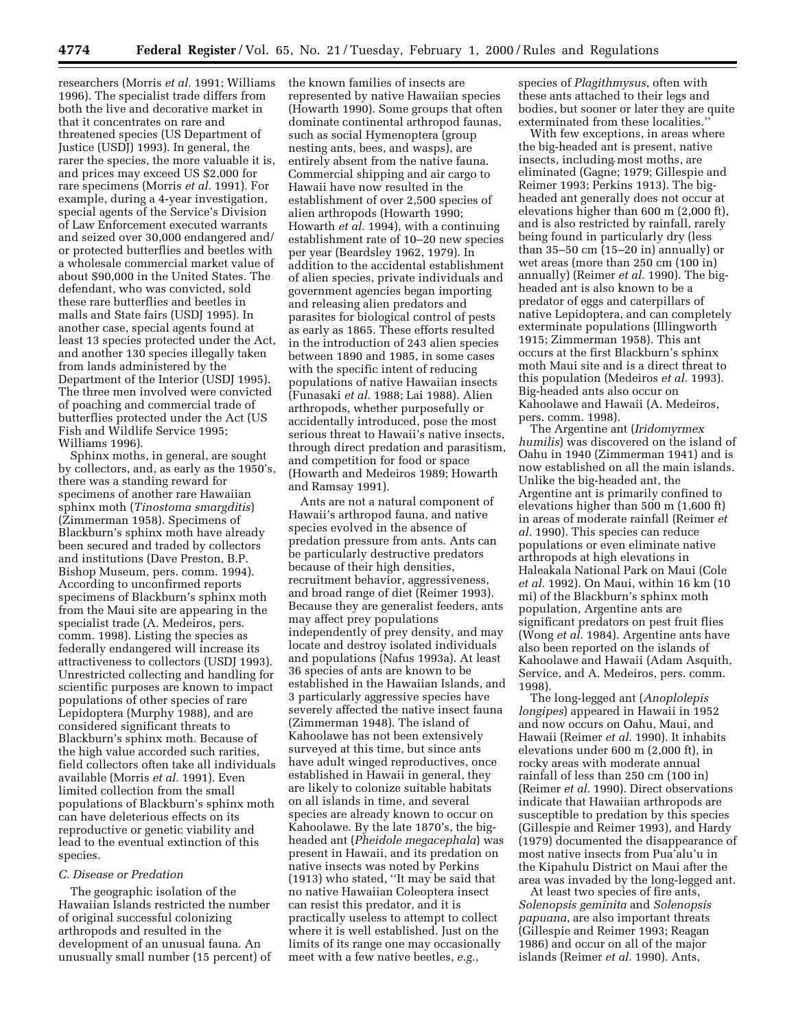researchers (Morris *et al.* 1991; Williams 1996). The specialist trade differs from both the live and decorative market in that it concentrates on rare and threatened species (US Department of Justice (USDJ) 1993). In general, the rarer the species, the more valuable it is, and prices may exceed US $2,000 for rare specimens (Morris *et al.* 1991). For example, during a 4-year investigation, special agents of the Service's Division of Law Enforcement executed warrants and seized over 30,000 endangered and/or protected butterflies and beetles with a wholesale commercial market value of about $90,000 in the United States. The defendant, who was convicted, sold these rare butterflies and beetles in malls and State fairs (USDJ 1995). In another case, special agents found at least 13 species protected under the Act, and another 130 species illegally taken from lands administered by the Department of the Interior (USDJ 1995). The three men involved were convicted of poaching and commercial trade of butterflies protected under the Act (US Fish and Wildlife Service 1995; Williams 1996).

Sphinx moths, in general, are sought by collectors, and, as early as the 1950's, there was a standing reward for specimens of another rare Hawaiian sphinx moth (*Tinostoma smargditis*) (Zimmerman 1958). Specimens of Blackburn's sphinx moth have already been secured and traded by collectors and institutions (Dave Preston, B.P. Bishop Museum, pers. comm. 1994). According to unconfirmed reports specimens of Blackburn's sphinx moth from the Maui site are appearing in the specialist trade (A. Medeiros, pers. comm. 1998). Listing the species as federally endangered will increase its attractiveness to collectors (USDJ 1993). Unrestricted collecting and handling for scientific purposes are known to impact populations of other species of rare Lepidoptera (Murphy 1988), and are considered significant threats to Blackburn's sphinx moth. Because of the high value accorded such rarities, field collectors often take all individuals available (Morris *et al.* 1991). Even limited collection from the small populations of Blackburn's sphinx moth can have deleterious effects on its reproductive or genetic viability and lead to the eventual extinction of this species.

*C. Disease or Predation*

The geographic isolation of the Hawaiian Islands restricted the number of original successful colonizing arthropods and resulted in the development of an unusual fauna. An unusually small number (15 percent) of the known families of insects are represented by native Hawaiian species (Howarth 1990). Some groups that often dominate continental arthropod faunas, such as social Hymenoptera (group nesting ants, bees, and wasps), are entirely absent from the native fauna. Commercial shipping and air cargo to Hawaii have now resulted in the establishment of over 2,500 species of alien arthropods (Howarth 1990; Howarth *et al.* 1994), with a continuing establishment rate of 10–20 new species per year (Beardsley 1962, 1979). In addition to the accidental establishment of alien species, private individuals and government agencies began importing and releasing alien predators and parasites for biological control of pests as early as 1865. These efforts resulted in the introduction of 243 alien species between 1890 and 1985, in some cases with the specific intent of reducing populations of native Hawaiian insects (Funasaki *et al.* 1988; Lai 1988). Alien arthropods, whether purposefully or accidentally introduced, pose the most serious threat to Hawaii's native insects, through direct predation and parasitism, and competition for food or space (Howarth and Medeiros 1989; Howarth and Ramsay 1991).

Ants are not a natural component of Hawaii's arthropod fauna, and native species evolved in the absence of predation pressure from ants. Ants can be particularly destructive predators because of their high densities, recruitment behavior, aggressiveness, and broad range of diet (Reimer 1993). Because they are generalist feeders, ants may affect prey populations independently of prey density, and may locate and destroy isolated individuals and populations (Nafus 1993a). At least 36 species of ants are known to be established in the Hawaiian Islands, and 3 particularly aggressive species have severely affected the native insect fauna (Zimmerman 1948). The island of Kahoolawe has not been extensively surveyed at this time, but since ants have adult winged reproductives, once established in Hawaii in general, they are likely to colonize suitable habitats on all islands in time, and several species are already known to occur on Kahoolawe. By the late 1870's, the big-headed ant (*Pheidole megacephala*) was present in Hawaii, and its predation on native insects was noted by Perkins (1913) who stated, ''It may be said that no native Hawaiian Coleoptera insect can resist this predator, and it is practically useless to attempt to collect where it is well established. Just on the limits of its range one may occasionally meet with a few native beetles, *e.g.*, species of *Plagithmysus*, often with these ants attached to their legs and bodies, but sooner or later they are quite exterminated from these localities.''

With few exceptions, in areas where the big-headed ant is present, native insects, including most moths, are eliminated (Gagne; 1979; Gillespie and Reimer 1993; Perkins 1913). The big-headed ant generally does not occur at elevations higher than 600 m (2,000 ft), and is also restricted by rainfall, rarely being found in particularly dry (less than 35–50 cm (15–20 in) annually) or wet areas (more than 250 cm (100 in) annually) (Reimer *et al.* 1990). The big-headed ant is also known to be a predator of eggs and caterpillars of native Lepidoptera, and can completely exterminate populations (Illingworth 1915; Zimmerman 1958). This ant occurs at the first Blackburn's sphinx moth Maui site and is a direct threat to this population (Medeiros *et al.* 1993). Big-headed ants also occur on Kahoolawe and Hawaii (A. Medeiros, pers. comm. 1998).

The Argentine ant (*Iridomyrmex humilis*) was discovered on the island of Oahu in 1940 (Zimmerman 1941) and is now established on all the main islands. Unlike the big-headed ant, the Argentine ant is primarily confined to elevations higher than 500 m (1,600 ft) in areas of moderate rainfall (Reimer *et al.* 1990). This species can reduce populations or even eliminate native arthropods at high elevations in Haleakala National Park on Maui (Cole *et al.* 1992). On Maui, within 16 km (10 mi) of the Blackburn's sphinx moth population, Argentine ants are significant predators on pest fruit flies (Wong *et al.* 1984). Argentine ants have also been reported on the islands of Kahoolawe and Hawaii (Adam Asquith, Service, and A. Medeiros, pers. comm. 1998).

The long-legged ant (*Anoplolepis longipes*) appeared in Hawaii in 1952 and now occurs on Oahu, Maui, and Hawaii (Reimer *et al.* 1990). It inhabits elevations under 600 m (2,000 ft), in rocky areas with moderate annual rainfall of less than 250 cm (100 in) (Reimer *et al.* 1990). Direct observations indicate that Hawaiian arthropods are susceptible to predation by this species (Gillespie and Reimer 1993), and Hardy (1979) documented the disappearance of most native insects from Pua'alu'u in the Kipahulu District on Maui after the area was invaded by the long-legged ant.

At least two species of fire ants, *Solenopsis geminita* and *Solenopsis papuana*, are also important threats (Gillespie and Reimer 1993; Reagan 1986) and occur on all of the major islands (Reimer *et al.* 1990). Ants,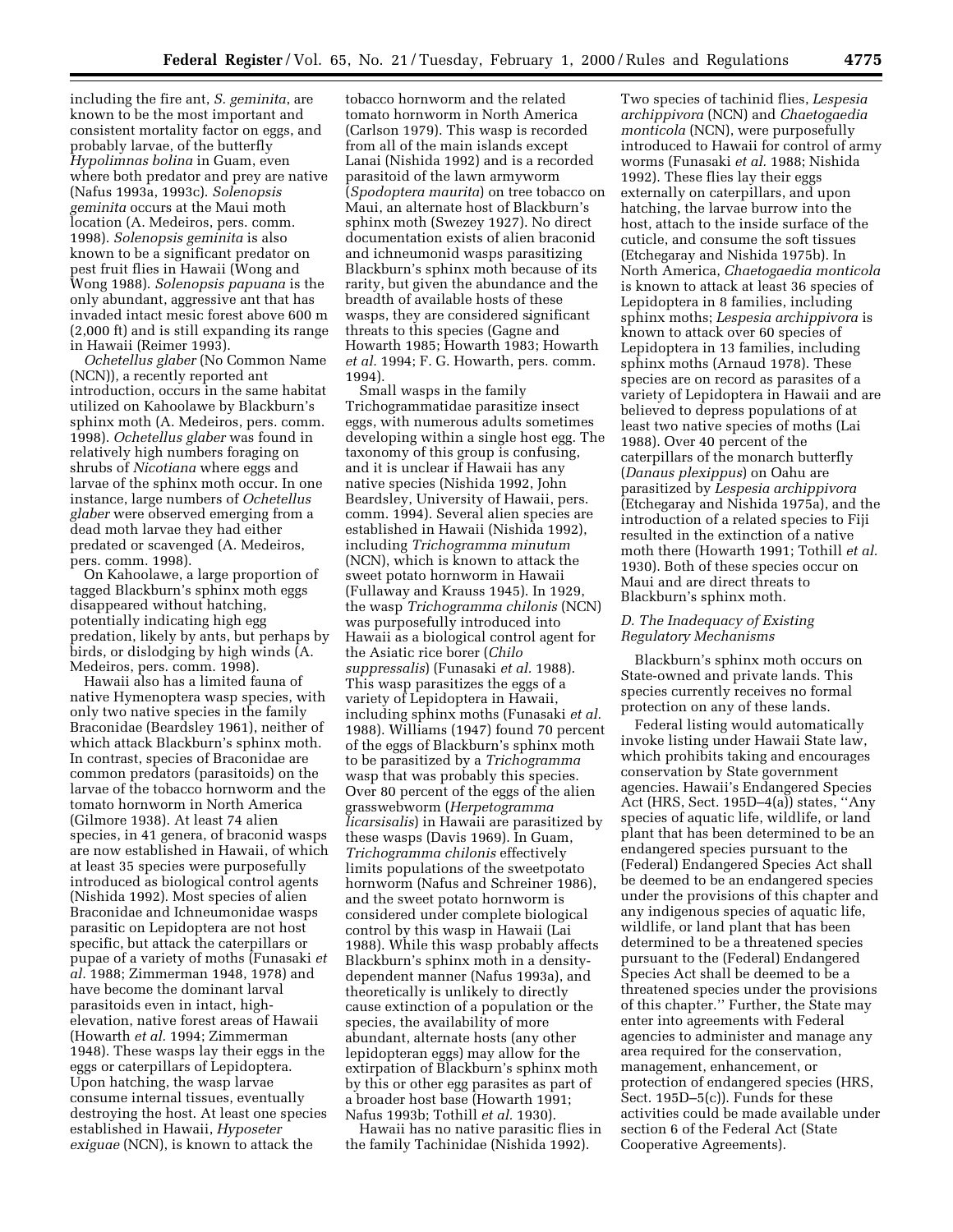including the fire ant, *S. geminita*, are known to be the most important and consistent mortality factor on eggs, and probably larvae, of the butterfly *Hypolimnas bolina* in Guam, even where both predator and prey are native (Nafus 1993a, 1993c). *Solenopsis geminita* occurs at the Maui moth location (A. Medeiros, pers. comm. 1998). *Solenopsis geminita* is also known to be a significant predator on pest fruit flies in Hawaii (Wong and Wong 1988). *Solenopsis papuana* is the only abundant, aggressive ant that has invaded intact mesic forest above 600 m (2,000 ft) and is still expanding its range in Hawaii (Reimer 1993).

*Ochetellus glaber* (No Common Name (NCN)), a recently reported ant introduction, occurs in the same habitat utilized on Kahoolawe by Blackburn's sphinx moth (A. Medeiros, pers. comm. 1998). *Ochetellus glaber* was found in relatively high numbers foraging on shrubs of *Nicotiana* where eggs and larvae of the sphinx moth occur. In one instance, large numbers of *Ochetellus glaber* were observed emerging from a dead moth larvae they had either predated or scavenged (A. Medeiros, pers. comm. 1998).

On Kahoolawe, a large proportion of tagged Blackburn's sphinx moth eggs disappeared without hatching, potentially indicating high egg predation, likely by ants, but perhaps by birds, or dislodging by high winds (A. Medeiros, pers. comm. 1998).

Hawaii also has a limited fauna of native Hymenoptera wasp species, with only two native species in the family Braconidae (Beardsley 1961), neither of which attack Blackburn's sphinx moth. In contrast, species of Braconidae are common predators (parasitoids) on the larvae of the tobacco hornworm and the tomato hornworm in North America (Gilmore 1938). At least 74 alien species, in 41 genera, of braconid wasps are now established in Hawaii, of which at least 35 species were purposefully introduced as biological control agents (Nishida 1992). Most species of alien Braconidae and Ichneumonidae wasps parasitic on Lepidoptera are not host specific, but attack the caterpillars or pupae of a variety of moths (Funasaki *et al.* 1988; Zimmerman 1948, 1978) and have become the dominant larval parasitoids even in intact, high-elevation, native forest areas of Hawaii (Howarth *et al.* 1994; Zimmerman 1948). These wasps lay their eggs in the eggs or caterpillars of Lepidoptera. Upon hatching, the wasp larvae consume internal tissues, eventually destroying the host. At least one species established in Hawaii, *Hyposeter exiguae* (NCN), is known to attack the tobacco hornworm and the related tomato hornworm in North America (Carlson 1979). This wasp is recorded from all of the main islands except Lanai (Nishida 1992) and is a recorded parasitoid of the lawn armyworm (*Spodoptera maurita*) on tree tobacco on Maui, an alternate host of Blackburn's sphinx moth (Swezey 1927). No direct documentation exists of alien braconid and ichneumonid wasps parasitizing Blackburn's sphinx moth because of its rarity, but given the abundance and the breadth of available hosts of these wasps, they are considered significant threats to this species (Gagne and Howarth 1985; Howarth 1983; Howarth *et al.* 1994; F. G. Howarth, pers. comm. 1994).

Small wasps in the family Trichogrammatidae parasitize insect eggs, with numerous adults sometimes developing within a single host egg. The taxonomy of this group is confusing, and it is unclear if Hawaii has any native species (Nishida 1992, John Beardsley, University of Hawaii, pers. comm. 1994). Several alien species are established in Hawaii (Nishida 1992), including *Trichogramma minutum* (NCN), which is known to attack the sweet potato hornworm in Hawaii (Fullaway and Krauss 1945). In 1929, the wasp *Trichogramma chilonis* (NCN) was purposefully introduced into Hawaii as a biological control agent for the Asiatic rice borer (*Chilo suppressalis*) (Funasaki *et al.* 1988). This wasp parasitizes the eggs of a variety of Lepidoptera in Hawaii, including sphinx moths (Funasaki *et al.* 1988). Williams (1947) found 70 percent of the eggs of Blackburn's sphinx moth to be parasitized by a *Trichogramma* wasp that was probably this species. Over 80 percent of the eggs of the alien grasswebworm (*Herpetogramma licarsisalis*) in Hawaii are parasitized by these wasps (Davis 1969). In Guam, *Trichogramma chilonis* effectively limits populations of the sweetpotato hornworm (Nafus and Schreiner 1986), and the sweet potato hornworm is considered under complete biological control by this wasp in Hawaii (Lai 1988). While this wasp probably affects Blackburn's sphinx moth in a density-dependent manner (Nafus 1993a), and theoretically is unlikely to directly cause extinction of a population or the species, the availability of more abundant, alternate hosts (any other lepidopteran eggs) may allow for the extirpation of Blackburn's sphinx moth by this or other egg parasites as part of a broader host base (Howarth 1991; Nafus 1993b; Tothill *et al.* 1930).

Hawaii has no native parasitic flies in the family Tachinidae (Nishida 1992). Two species of tachinid flies, *Lespesia archippivora* (NCN) and *Chaetogaedia monticola* (NCN), were purposefully introduced to Hawaii for control of army worms (Funasaki *et al.* 1988; Nishida 1992). These flies lay their eggs externally on caterpillars, and upon hatching, the larvae burrow into the host, attach to the inside surface of the cuticle, and consume the soft tissues (Etchegaray and Nishida 1975b). In North America, *Chaetogaedia monticola* is known to attack at least 36 species of Lepidoptera in 8 families, including sphinx moths; *Lespesia archippivora* is known to attack over 60 species of Lepidoptera in 13 families, including sphinx moths (Arnaud 1978). These species are on record as parasites of a variety of Lepidoptera in Hawaii and are believed to depress populations of at least two native species of moths (Lai 1988). Over 40 percent of the caterpillars of the monarch butterfly (*Danaus plexippus*) on Oahu are parasitized by *Lespesia archippivora* (Etchegaray and Nishida 1975a), and the introduction of a related species to Fiji resulted in the extinction of a native moth there (Howarth 1991; Tothill *et al.* 1930). Both of these species occur on Maui and are direct threats to Blackburn's sphinx moth.

### *D. The Inadequacy of Existing Regulatory Mechanisms*

Blackburn's sphinx moth occurs on State-owned and private lands. This species currently receives no formal protection on any of these lands.

Federal listing would automatically invoke listing under Hawaii State law, which prohibits taking and encourages conservation by State government agencies. Hawaii's Endangered Species Act (HRS, Sect. 195D–4(a)) states, ''Any species of aquatic life, wildlife, or land plant that has been determined to be an endangered species pursuant to the (Federal) Endangered Species Act shall be deemed to be an endangered species under the provisions of this chapter and any indigenous species of aquatic life, wildlife, or land plant that has been determined to be a threatened species pursuant to the (Federal) Endangered Species Act shall be deemed to be a threatened species under the provisions of this chapter.'' Further, the State may enter into agreements with Federal agencies to administer and manage any area required for the conservation, management, enhancement, or protection of endangered species (HRS, Sect. 195D–5(c)). Funds for these activities could be made available under section 6 of the Federal Act (State Cooperative Agreements).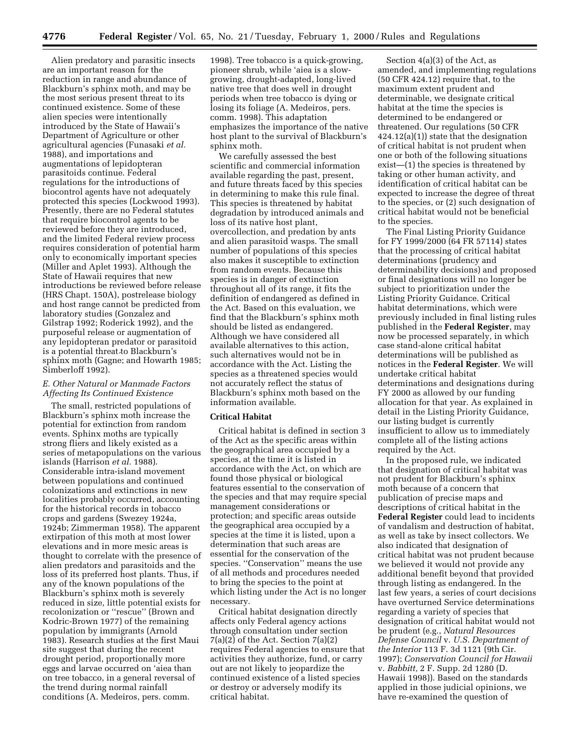Alien predatory and parasitic insects are an important reason for the reduction in range and abundance of Blackburn's sphinx moth, and may be the most serious present threat to its continued existence. Some of these alien species were intentionally introduced by the State of Hawaii's Department of Agriculture or other agricultural agencies (Funasaki *et al.* 1988), and importations and augmentations of lepidopteran parasitoids continue. Federal regulations for the introductions of biocontrol agents have not adequately protected this species (Lockwood 1993). Presently, there are no Federal statutes that require biocontrol agents to be reviewed before they are introduced, and the limited Federal review process requires consideration of potential harm only to economically important species (Miller and Aplet 1993). Although the State of Hawaii requires that new introductions be reviewed before release (HRS Chapt. 150A), postrelease biology and host range cannot be predicted from laboratory studies (Gonzalez and Gilstrap 1992; Roderick 1992), and the purposeful release or augmentation of any lepidopteran predator or parasitoid is a potential threat to Blackburn's sphinx moth (Gagne; and Howarth 1985; Simberloff 1992).

### *E. Other Natural or Manmade Factors Affecting Its Continued Existence*

The small, restricted populations of Blackburn's sphinx moth increase the potential for extinction from random events. Sphinx moths are typically strong fliers and likely existed as a series of metapopulations on the various islands (Harrison *et al.* 1988). Considerable intra-island movement between populations and continued colonizations and extinctions in new localities probably occurred, accounting for the historical records in tobacco crops and gardens (Swezey 1924a, 1924b; Zimmerman 1958). The apparent extirpation of this moth at most lower elevations and in more mesic areas is thought to correlate with the presence of alien predators and parasitoids and the loss of its preferred host plants. Thus, if any of the known populations of the Blackburn's sphinx moth is severely reduced in size, little potential exists for recolonization or "rescue" (Brown and Kodric-Brown 1977) of the remaining population by immigrants (Arnold 1983). Research studies at the first Maui site suggest that during the recent drought period, proportionally more eggs and larvae occurred on 'aiea than on tree tobacco, in a general reversal of the trend during normal rainfall conditions (A. Medeiros, pers. comm. 1998). Tree tobacco is a quick-growing, pioneer shrub, while 'aiea is a slow-growing, drought-adapted, long-lived native tree that does well in drought periods when tree tobacco is dying or losing its foliage (A. Medeiros, pers. comm. 1998). This adaptation emphasizes the importance of the native host plant to the survival of Blackburn's sphinx moth.

We carefully assessed the best scientific and commercial information available regarding the past, present, and future threats faced by this species in determining to make this rule final. This species is threatened by habitat degradation by introduced animals and loss of its native host plant, overcollection, and predation by ants and alien parasitoid wasps. The small number of populations of this species also makes it susceptible to extinction from random events. Because this species is in danger of extinction throughout all of its range, it fits the definition of endangered as defined in the Act. Based on this evaluation, we find that the Blackburn's sphinx moth should be listed as endangered. Although we have considered all available alternatives to this action, such alternatives would not be in accordance with the Act. Listing the species as a threatened species would not accurately reflect the status of Blackburn's sphinx moth based on the information available.

## Critical Habitat

Critical habitat is defined in section 3 of the Act as the specific areas within the geographical area occupied by a species, at the time it is listed in accordance with the Act, on which are found those physical or biological features essential to the conservation of the species and that may require special management considerations or protection; and specific areas outside the geographical area occupied by a species at the time it is listed, upon a determination that such areas are essential for the conservation of the species. "Conservation" means the use of all methods and procedures needed to bring the species to the point at which listing under the Act is no longer necessary.

Critical habitat designation directly affects only Federal agency actions through consultation under section 7(a)(2) of the Act. Section 7(a)(2) requires Federal agencies to ensure that activities they authorize, fund, or carry out are not likely to jeopardize the continued existence of a listed species or destroy or adversely modify its critical habitat.

Section 4(a)(3) of the Act, as amended, and implementing regulations (50 CFR 424.12) require that, to the maximum extent prudent and determinable, we designate critical habitat at the time the species is determined to be endangered or threatened. Our regulations (50 CFR 424.12(a)(1)) state that the designation of critical habitat is not prudent when one or both of the following situations exist—(1) the species is threatened by taking or other human activity, and identification of critical habitat can be expected to increase the degree of threat to the species, or (2) such designation of critical habitat would not be beneficial to the species.

The Final Listing Priority Guidance for FY 1999/2000 (64 FR 57114) states that the processing of critical habitat determinations (prudency and determinability decisions) and proposed or final designations will no longer be subject to prioritization under the Listing Priority Guidance. Critical habitat determinations, which were previously included in final listing rules published in the **Federal Register**, may now be processed separately, in which case stand-alone critical habitat determinations will be published as notices in the **Federal Register**. We will undertake critical habitat determinations and designations during FY 2000 as allowed by our funding allocation for that year. As explained in detail in the Listing Priority Guidance, our listing budget is currently insufficient to allow us to immediately complete all of the listing actions required by the Act.

In the proposed rule, we indicated that designation of critical habitat was not prudent for Blackburn's sphinx moth because of a concern that publication of precise maps and descriptions of critical habitat in the **Federal Register** could lead to incidents of vandalism and destruction of habitat, as well as take by insect collectors. We also indicated that designation of critical habitat was not prudent because we believed it would not provide any additional benefit beyond that provided through listing as endangered. In the last few years, a series of court decisions have overturned Service determinations regarding a variety of species that designation of critical habitat would not be prudent (e.g., *Natural Resources Defense Council* v. *U.S. Department of the Interior* 113 F. 3d 1121 (9th Cir. 1997); *Conservation Council for Hawaii* v. *Babbitt,* 2 F. Supp. 2d 1280 (D. Hawaii 1998)). Based on the standards applied in those judicial opinions, we have re-examined the question of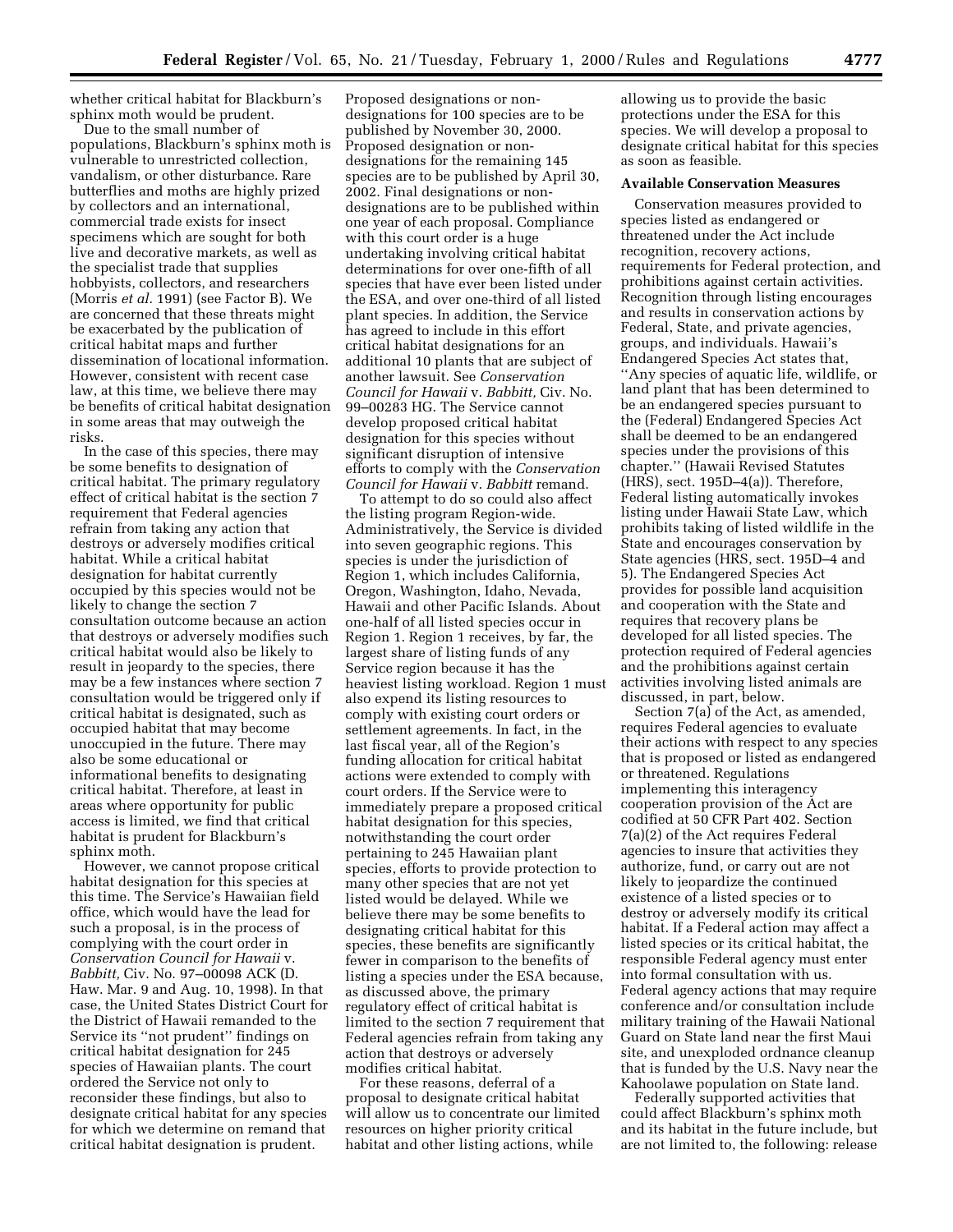whether critical habitat for Blackburn's sphinx moth would be prudent.

Due to the small number of populations, Blackburn's sphinx moth is vulnerable to unrestricted collection, vandalism, or other disturbance. Rare butterflies and moths are highly prized by collectors and an international, commercial trade exists for insect specimens which are sought for both live and decorative markets, as well as the specialist trade that supplies hobbyists, collectors, and researchers (Morris *et al.* 1991) (see Factor B). We are concerned that these threats might be exacerbated by the publication of critical habitat maps and further dissemination of locational information. However, consistent with recent case law, at this time, we believe there may be benefits of critical habitat designation in some areas that may outweigh the risks.

In the case of this species, there may be some benefits to designation of critical habitat. The primary regulatory effect of critical habitat is the section 7 requirement that Federal agencies refrain from taking any action that destroys or adversely modifies critical habitat. While a critical habitat designation for habitat currently occupied by this species would not be likely to change the section 7 consultation outcome because an action that destroys or adversely modifies such critical habitat would also be likely to result in jeopardy to the species, there may be a few instances where section 7 consultation would be triggered only if critical habitat is designated, such as occupied habitat that may become unoccupied in the future. There may also be some educational or informational benefits to designating critical habitat. Therefore, at least in areas where opportunity for public access is limited, we find that critical habitat is prudent for Blackburn's sphinx moth.

However, we cannot propose critical habitat designation for this species at this time. The Service's Hawaiian field office, which would have the lead for such a proposal, is in the process of complying with the court order in *Conservation Council for Hawaii* v. *Babbitt,* Civ. No. 97–00098 ACK (D. Haw. Mar. 9 and Aug. 10, 1998). In that case, the United States District Court for the District of Hawaii remanded to the Service its ''not prudent'' findings on critical habitat designation for 245 species of Hawaiian plants. The court ordered the Service not only to reconsider these findings, but also to designate critical habitat for any species for which we determine on remand that critical habitat designation is prudent. Proposed designations or non-designations for 100 species are to be published by November 30, 2000. Proposed designation or non-designations for the remaining 145 species are to be published by April 30, 2002. Final designations or non-designations are to be published within one year of each proposal. Compliance with this court order is a huge undertaking involving critical habitat determinations for over one-fifth of all species that have ever been listed under the ESA, and over one-third of all listed plant species. In addition, the Service has agreed to include in this effort critical habitat designations for an additional 10 plants that are subject of another lawsuit. See *Conservation Council for Hawaii* v. *Babbitt,* Civ. No. 99–00283 HG. The Service cannot develop proposed critical habitat designation for this species without significant disruption of intensive efforts to comply with the *Conservation Council for Hawaii* v. *Babbitt* remand.

To attempt to do so could also affect the listing program Region-wide. Administratively, the Service is divided into seven geographic regions. This species is under the jurisdiction of Region 1, which includes California, Oregon, Washington, Idaho, Nevada, Hawaii and other Pacific Islands. About one-half of all listed species occur in Region 1. Region 1 receives, by far, the largest share of listing funds of any Service region because it has the heaviest listing workload. Region 1 must also expend its listing resources to comply with existing court orders or settlement agreements. In fact, in the last fiscal year, all of the Region's funding allocation for critical habitat actions were extended to comply with court orders. If the Service were to immediately prepare a proposed critical habitat designation for this species, notwithstanding the court order pertaining to 245 Hawaiian plant species, efforts to provide protection to many other species that are not yet listed would be delayed. While we believe there may be some benefits to designating critical habitat for this species, these benefits are significantly fewer in comparison to the benefits of listing a species under the ESA because, as discussed above, the primary regulatory effect of critical habitat is limited to the section 7 requirement that Federal agencies refrain from taking any action that destroys or adversely modifies critical habitat.

For these reasons, deferral of a proposal to designate critical habitat will allow us to concentrate our limited resources on higher priority critical habitat and other listing actions, while allowing us to provide the basic protections under the ESA for this species. We will develop a proposal to designate critical habitat for this species as soon as feasible.

**Available Conservation Measures**

Conservation measures provided to species listed as endangered or threatened under the Act include recognition, recovery actions, requirements for Federal protection, and prohibitions against certain activities. Recognition through listing encourages and results in conservation actions by Federal, State, and private agencies, groups, and individuals. Hawaii's Endangered Species Act states that, ''Any species of aquatic life, wildlife, or land plant that has been determined to be an endangered species pursuant to the (Federal) Endangered Species Act shall be deemed to be an endangered species under the provisions of this chapter.'' (Hawaii Revised Statutes (HRS), sect. 195D–4(a)). Therefore, Federal listing automatically invokes listing under Hawaii State Law, which prohibits taking of listed wildlife in the State and encourages conservation by State agencies (HRS, sect. 195D–4 and 5). The Endangered Species Act provides for possible land acquisition and cooperation with the State and requires that recovery plans be developed for all listed species. The protection required of Federal agencies and the prohibitions against certain activities involving listed animals are discussed, in part, below.

Section 7(a) of the Act, as amended, requires Federal agencies to evaluate their actions with respect to any species that is proposed or listed as endangered or threatened. Regulations implementing this interagency cooperation provision of the Act are codified at 50 CFR Part 402. Section 7(a)(2) of the Act requires Federal agencies to insure that activities they authorize, fund, or carry out are not likely to jeopardize the continued existence of a listed species or to destroy or adversely modify its critical habitat. If a Federal action may affect a listed species or its critical habitat, the responsible Federal agency must enter into formal consultation with us. Federal agency actions that may require conference and/or consultation include military training of the Hawaii National Guard on State land near the first Maui site, and unexploded ordnance cleanup that is funded by the U.S. Navy near the Kahoolawe population on State land.

Federally supported activities that could affect Blackburn's sphinx moth and its habitat in the future include, but are not limited to, the following: release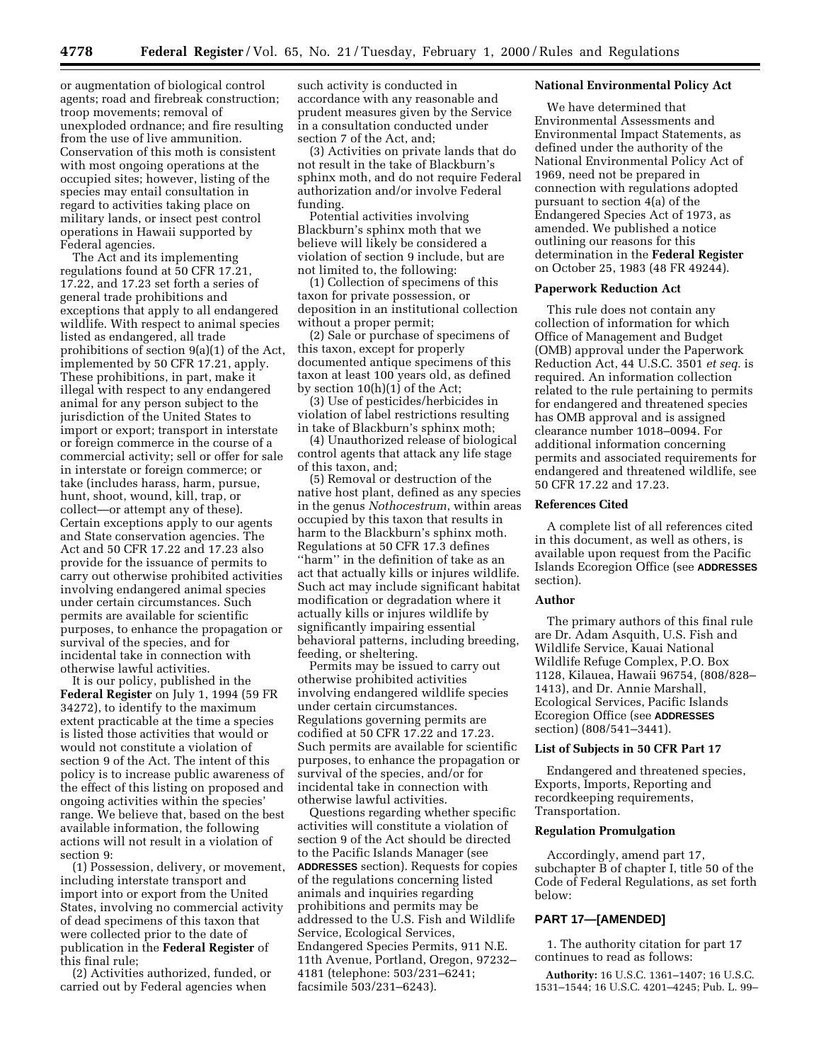or augmentation of biological control agents; road and firebreak construction; troop movements; removal of unexploded ordnance; and fire resulting from the use of live ammunition. Conservation of this moth is consistent with most ongoing operations at the occupied sites; however, listing of the species may entail consultation in regard to activities taking place on military lands, or insect pest control operations in Hawaii supported by Federal agencies.

The Act and its implementing regulations found at 50 CFR 17.21, 17.22, and 17.23 set forth a series of general trade prohibitions and exceptions that apply to all endangered wildlife. With respect to animal species listed as endangered, all trade prohibitions of section 9(a)(1) of the Act, implemented by 50 CFR 17.21, apply. These prohibitions, in part, make it illegal with respect to any endangered animal for any person subject to the jurisdiction of the United States to import or export; transport in interstate or foreign commerce in the course of a commercial activity; sell or offer for sale in interstate or foreign commerce; or take (includes harass, harm, pursue, hunt, shoot, wound, kill, trap, or collect—or attempt any of these). Certain exceptions apply to our agents and State conservation agencies. The Act and 50 CFR 17.22 and 17.23 also provide for the issuance of permits to carry out otherwise prohibited activities involving endangered animal species under certain circumstances. Such permits are available for scientific purposes, to enhance the propagation or survival of the species, and for incidental take in connection with otherwise lawful activities.

It is our policy, published in the **Federal Register** on July 1, 1994 (59 FR 34272), to identify to the maximum extent practicable at the time a species is listed those activities that would or would not constitute a violation of section 9 of the Act. The intent of this policy is to increase public awareness of the effect of this listing on proposed and ongoing activities within the species' range. We believe that, based on the best available information, the following actions will not result in a violation of section 9:

(1) Possession, delivery, or movement, including interstate transport and import into or export from the United States, involving no commercial activity of dead specimens of this taxon that were collected prior to the date of publication in the **Federal Register** of this final rule;

(2) Activities authorized, funded, or carried out by Federal agencies when such activity is conducted in accordance with any reasonable and prudent measures given by the Service in a consultation conducted under section 7 of the Act, and;

(3) Activities on private lands that do not result in the take of Blackburn's sphinx moth, and do not require Federal authorization and/or involve Federal funding.

Potential activities involving Blackburn's sphinx moth that we believe will likely be considered a violation of section 9 include, but are not limited to, the following:

(1) Collection of specimens of this taxon for private possession, or deposition in an institutional collection without a proper permit;

(2) Sale or purchase of specimens of this taxon, except for properly documented antique specimens of this taxon at least 100 years old, as defined by section 10(h)(1) of the Act;

(3) Use of pesticides/herbicides in violation of label restrictions resulting in take of Blackburn's sphinx moth;

(4) Unauthorized release of biological control agents that attack any life stage of this taxon, and;

(5) Removal or destruction of the native host plant, defined as any species in the genus *Nothocestrum*, within areas occupied by this taxon that results in harm to the Blackburn's sphinx moth. Regulations at 50 CFR 17.3 defines "harm" in the definition of take as an act that actually kills or injures wildlife. Such act may include significant habitat modification or degradation where it actually kills or injures wildlife by significantly impairing essential behavioral patterns, including breeding, feeding, or sheltering.

Permits may be issued to carry out otherwise prohibited activities involving endangered wildlife species under certain circumstances. Regulations governing permits are codified at 50 CFR 17.22 and 17.23. Such permits are available for scientific purposes, to enhance the propagation or survival of the species, and/or for incidental take in connection with otherwise lawful activities.

Questions regarding whether specific activities will constitute a violation of section 9 of the Act should be directed to the Pacific Islands Manager (see **ADDRESSES** section). Requests for copies of the regulations concerning listed animals and inquiries regarding prohibitions and permits may be addressed to the U.S. Fish and Wildlife Service, Ecological Services, Endangered Species Permits, 911 N.E. 11th Avenue, Portland, Oregon, 97232–4181 (telephone: 503/231–6241; facsimile 503/231–6243).

## National Environmental Policy Act

We have determined that Environmental Assessments and Environmental Impact Statements, as defined under the authority of the National Environmental Policy Act of 1969, need not be prepared in connection with regulations adopted pursuant to section 4(a) of the Endangered Species Act of 1973, as amended. We published a notice outlining our reasons for this determination in the **Federal Register** on October 25, 1983 (48 FR 49244).

## Paperwork Reduction Act

This rule does not contain any collection of information for which Office of Management and Budget (OMB) approval under the Paperwork Reduction Act, 44 U.S.C. 3501 *et seq.* is required. An information collection related to the rule pertaining to permits for endangered and threatened species has OMB approval and is assigned clearance number 1018–0094. For additional information concerning permits and associated requirements for endangered and threatened wildlife, see 50 CFR 17.22 and 17.23.

## References Cited

A complete list of all references cited in this document, as well as others, is available upon request from the Pacific Islands Ecoregion Office (see **ADDRESSES** section).

## Author

The primary authors of this final rule are Dr. Adam Asquith, U.S. Fish and Wildlife Service, Kauai National Wildlife Refuge Complex, P.O. Box 1128, Kilauea, Hawaii 96754, (808/828–1413), and Dr. Annie Marshall, Ecological Services, Pacific Islands Ecoregion Office (see **ADDRESSES** section) (808/541–3441).

## List of Subjects in 50 CFR Part 17

Endangered and threatened species, Exports, Imports, Reporting and recordkeeping requirements, Transportation.

## Regulation Promulgation

Accordingly, amend part 17, subchapter B of chapter I, title 50 of the Code of Federal Regulations, as set forth below:

## PART 17—[AMENDED]

1. The authority citation for part 17 continues to read as follows:

**Authority:** 16 U.S.C. 1361–1407; 16 U.S.C. 1531–1544; 16 U.S.C. 4201–4245; Pub. L. 99–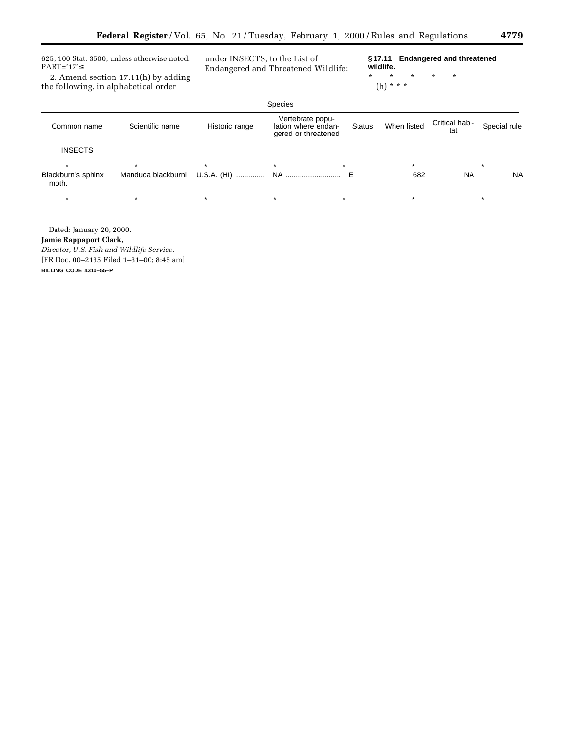625, 100 Stat. 3500, unless otherwise noted. PART='17'≤

2. Amend section 17.11(h) by adding the following, in alphabetical order under INSECTS, to the List of Endangered and Threatened Wildlife:

**§ 17.11 Endangered and threatened wildlife.**

* * * * *

(h) * * *

| Species | | Historic range | Vertebrate population where endangered or threatened | Status | When listed | Critical habitat | Special rule |
|---|---|---|---|---|---|---|---|
| Common name | Scientific name | | | | | | |
| INSECTS | | | | | | | |
| * | * | * | * | * | * | * | |
| Blackburn's sphinx moth. | Manduca blackburni | U.S.A. (HI) ............. | NA .......................... | E | 682 | NA | NA |
| * | * | * | * | * | * | * | |

Dated: January 20, 2000.

**Jamie Rappaport Clark,**

*Director, U.S. Fish and Wildlife Service.*

[FR Doc. 00–2135 Filed 1–31–00; 8:45 am]

BILLING CODE 4310–55–P